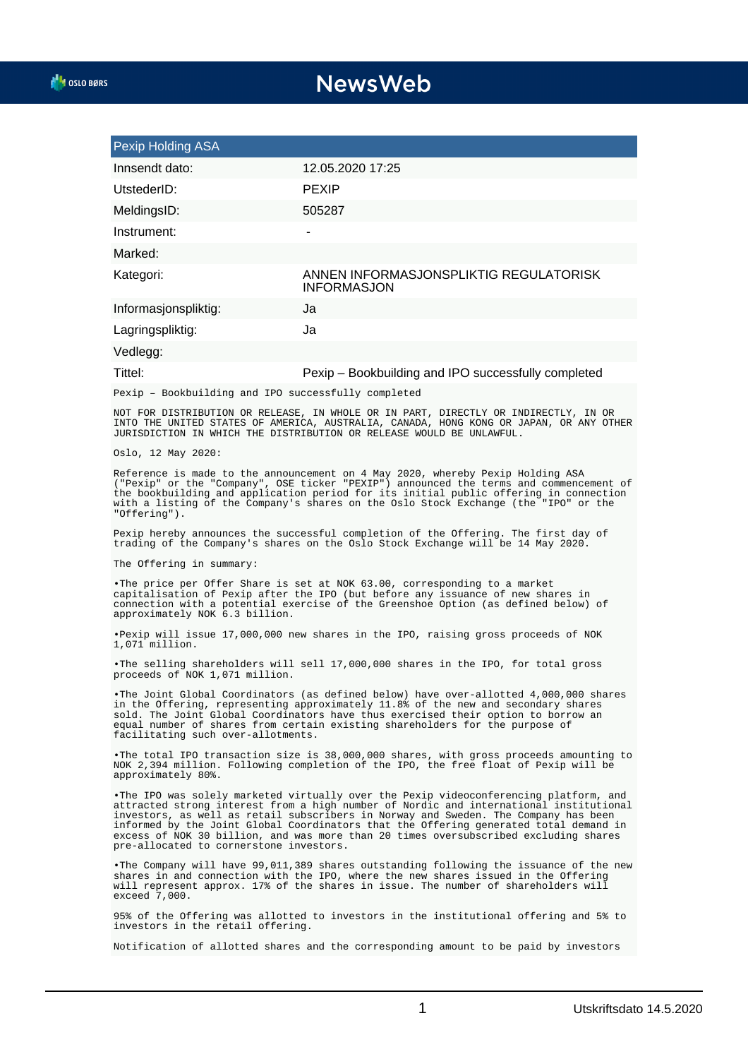# NewsWeb

| Pexip Holding ASA | |
|---|---|
| Innsendt dato: | 12.05.2020 17:25 |
| UtstederID: | PEXIP |
| MeldingsID: | 505287 |
| Instrument: | - |
| Marked: | |
| Kategori: | ANNEN INFORMASJONSPLIKTIG REGULATORISK INFORMASJON |
| Informasjonspliktig: | Ja |
| Lagringspliktig: | Ja |
| Vedlegg: | |
| Tittel: | Pexip – Bookbuilding and IPO successfully completed |

Pexip – Bookbuilding and IPO successfully completed

NOT FOR DISTRIBUTION OR RELEASE, IN WHOLE OR IN PART, DIRECTLY OR INDIRECTLY, IN OR INTO THE UNITED STATES OF AMERICA, AUSTRALIA, CANADA, HONG KONG OR JAPAN, OR ANY OTHER JURISDICTION IN WHICH THE DISTRIBUTION OR RELEASE WOULD BE UNLAWFUL.

Oslo, 12 May 2020:

Reference is made to the announcement on 4 May 2020, whereby Pexip Holding ASA ("Pexip" or the "Company", OSE ticker "PEXIP") announced the terms and commencement of the bookbuilding and application period for its initial public offering in connection with a listing of the Company's shares on the Oslo Stock Exchange (the "IPO" or the "Offering").

Pexip hereby announces the successful completion of the Offering. The first day of trading of the Company's shares on the Oslo Stock Exchange will be 14 May 2020.

The Offering in summary:

- The price per Offer Share is set at NOK 63.00, corresponding to a market capitalisation of Pexip after the IPO (but before any issuance of new shares in connection with a potential exercise of the Greenshoe Option (as defined below) of approximately NOK 6.3 billion.

- Pexip will issue 17,000,000 new shares in the IPO, raising gross proceeds of NOK 1,071 million.

- The selling shareholders will sell 17,000,000 shares in the IPO, for total gross proceeds of NOK 1,071 million.

- The Joint Global Coordinators (as defined below) have over-allotted 4,000,000 shares in the Offering, representing approximately 11.8% of the new and secondary shares sold. The Joint Global Coordinators have thus exercised their option to borrow an equal number of shares from certain existing shareholders for the purpose of facilitating such over-allotments.

- The total IPO transaction size is 38,000,000 shares, with gross proceeds amounting to NOK 2,394 million. Following completion of the IPO, the free float of Pexip will be approximately 80%.

- The IPO was solely marketed virtually over the Pexip videoconferencing platform, and attracted strong interest from a high number of Nordic and international institutional investors, as well as retail subscribers in Norway and Sweden. The Company has been informed by the Joint Global Coordinators that the Offering generated total demand in excess of NOK 30 billion, and was more than 20 times oversubscribed excluding shares pre-allocated to cornerstone investors.

- The Company will have 99,011,389 shares outstanding following the issuance of the new shares in and connection with the IPO, where the new shares issued in the Offering will represent approx. 17% of the shares in issue. The number of shareholders will exceed 7,000.

95% of the Offering was allotted to investors in the institutional offering and 5% to investors in the retail offering.

Notification of allotted shares and the corresponding amount to be paid by investors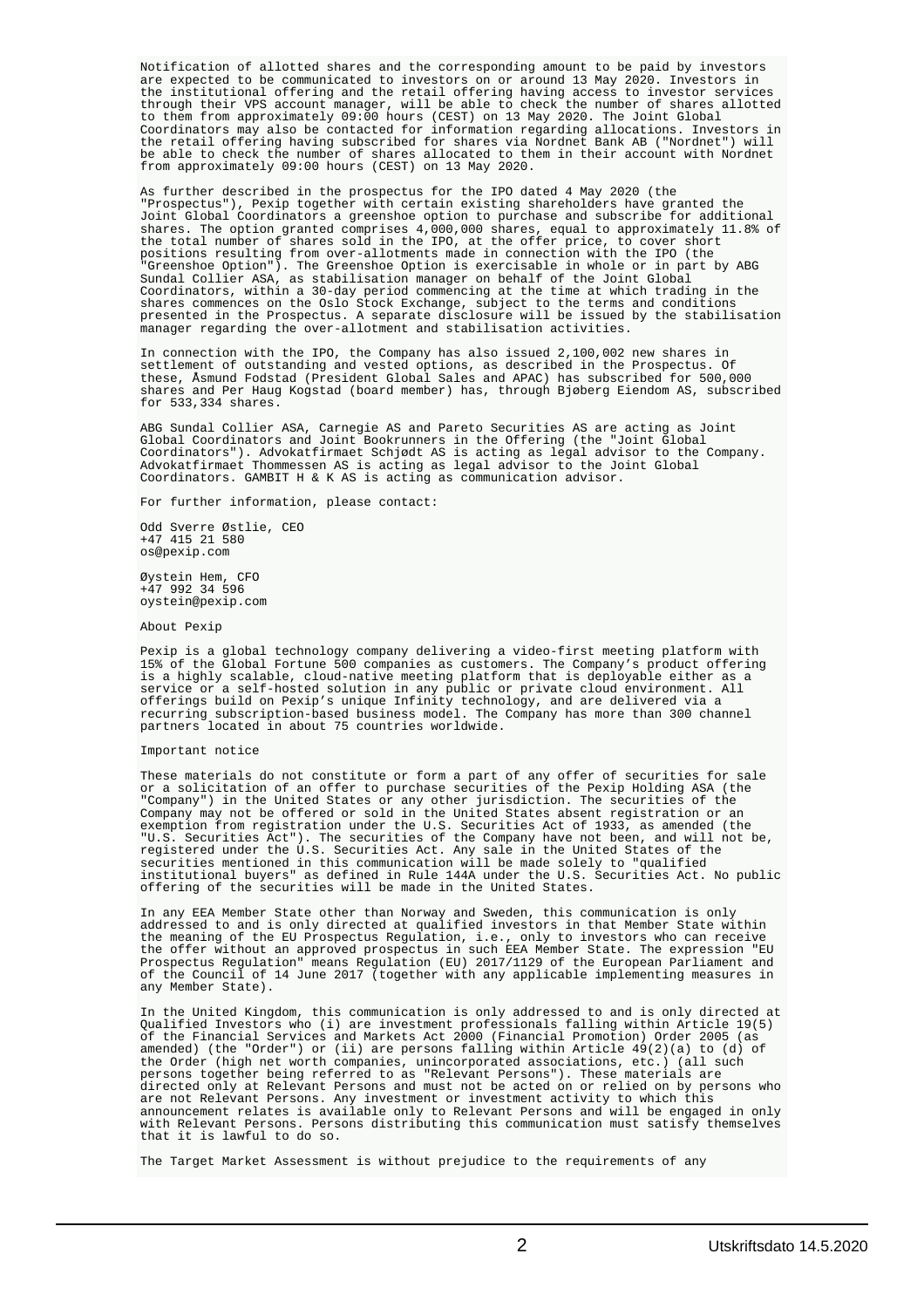Notification of allotted shares and the corresponding amount to be paid by investors are expected to be communicated to investors on or around 13 May 2020. Investors in the institutional offering and the retail offering having access to investor services through their VPS account manager, will be able to check the number of shares allotted to them from approximately 09:00 hours (CEST) on 13 May 2020. The Joint Global Coordinators may also be contacted for information regarding allocations. Investors in the retail offering having subscribed for shares via Nordnet Bank AB ("Nordnet") will be able to check the number of shares allocated to them in their account with Nordnet from approximately 09:00 hours (CEST) on 13 May 2020.

As further described in the prospectus for the IPO dated 4 May 2020 (the "Prospectus"), Pexip together with certain existing shareholders have granted the Joint Global Coordinators a greenshoe option to purchase and subscribe for additional shares. The option granted comprises 4,000,000 shares, equal to approximately 11.8% of the total number of shares sold in the IPO, at the offer price, to cover short positions resulting from over-allotments made in connection with the IPO (the "Greenshoe Option"). The Greenshoe Option is exercisable in whole or in part by ABG Sundal Collier ASA, as stabilisation manager on behalf of the Joint Global Coordinators, within a 30-day period commencing at the time at which trading in the shares commences on the Oslo Stock Exchange, subject to the terms and conditions presented in the Prospectus. A separate disclosure will be issued by the stabilisation manager regarding the over-allotment and stabilisation activities.

In connection with the IPO, the Company has also issued 2,100,002 new shares in settlement of outstanding and vested options, as described in the Prospectus. Of these, Åsmund Fodstad (President Global Sales and APAC) has subscribed for 500,000 shares and Per Haug Kogstad (board member) has, through Bjøberg Eiendom AS, subscribed for 533,334 shares.

ABG Sundal Collier ASA, Carnegie AS and Pareto Securities AS are acting as Joint Global Coordinators and Joint Bookrunners in the Offering (the "Joint Global Coordinators"). Advokatfirmaet Schjødt AS is acting as legal advisor to the Company. Advokatfirmaet Thommessen AS is acting as legal advisor to the Joint Global Coordinators. GAMBIT H & K AS is acting as communication advisor.

For further information, please contact:

Odd Sverre Østlie, CEO
+47 415 21 580
os@pexip.com

Øystein Hem, CFO
+47 992 34 596
oystein@pexip.com

About Pexip

Pexip is a global technology company delivering a video-first meeting platform with 15% of the Global Fortune 500 companies as customers. The Company's product offering is a highly scalable, cloud-native meeting platform that is deployable either as a service or a self-hosted solution in any public or private cloud environment. All offerings build on Pexip's unique Infinity technology, and are delivered via a recurring subscription-based business model. The Company has more than 300 channel partners located in about 75 countries worldwide.

Important notice

These materials do not constitute or form a part of any offer of securities for sale or a solicitation of an offer to purchase securities of the Pexip Holding ASA (the "Company") in the United States or any other jurisdiction. The securities of the Company may not be offered or sold in the United States absent registration or an exemption from registration under the U.S. Securities Act of 1933, as amended (the "U.S. Securities Act"). The securities of the Company have not been, and will not be, registered under the U.S. Securities Act. Any sale in the United States of the securities mentioned in this communication will be made solely to "qualified institutional buyers" as defined in Rule 144A under the U.S. Securities Act. No public offering of the securities will be made in the United States.

In any EEA Member State other than Norway and Sweden, this communication is only addressed to and is only directed at qualified investors in that Member State within the meaning of the EU Prospectus Regulation, i.e., only to investors who can receive the offer without an approved prospectus in such EEA Member State. The expression "EU Prospectus Regulation" means Regulation (EU) 2017/1129 of the European Parliament and of the Council of 14 June 2017 (together with any applicable implementing measures in any Member State).

In the United Kingdom, this communication is only addressed to and is only directed at Qualified Investors who (i) are investment professionals falling within Article 19(5) of the Financial Services and Markets Act 2000 (Financial Promotion) Order 2005 (as amended) (the "Order") or (ii) are persons falling within Article 49(2)(a) to (d) of the Order (high net worth companies, unincorporated associations, etc.) (all such persons together being referred to as "Relevant Persons"). These materials are directed only at Relevant Persons and must not be acted on or relied on by persons who are not Relevant Persons. Any investment or investment activity to which this announcement relates is available only to Relevant Persons and will be engaged in only with Relevant Persons. Persons distributing this communication must satisfy themselves that it is lawful to do so.

The Target Market Assessment is without prejudice to the requirements of any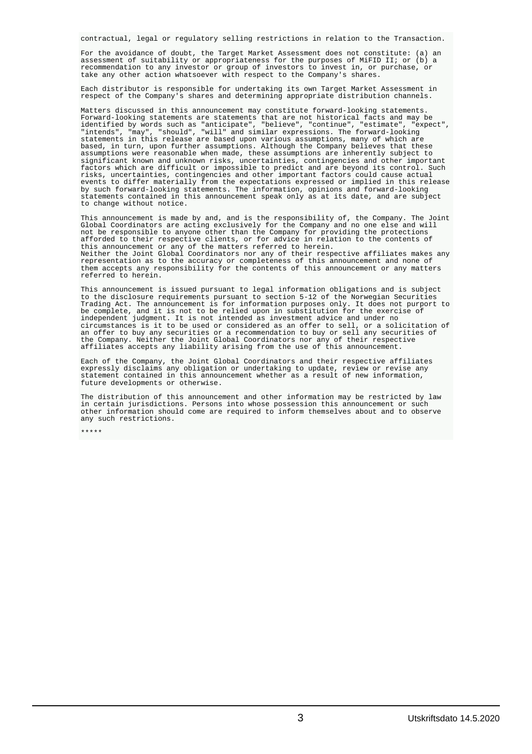contractual, legal or regulatory selling restrictions in relation to the Transaction.

For the avoidance of doubt, the Target Market Assessment does not constitute: (a) an assessment of suitability or appropriateness for the purposes of MiFID II; or (b) a recommendation to any investor or group of investors to invest in, or purchase, or take any other action whatsoever with respect to the Company's shares.

Each distributor is responsible for undertaking its own Target Market Assessment in respect of the Company's shares and determining appropriate distribution channels.

Matters discussed in this announcement may constitute forward-looking statements. Forward-looking statements are statements that are not historical facts and may be identified by words such as "anticipate", "believe", "continue", "estimate", "expect", "intends", "may", "should", "will" and similar expressions. The forward-looking statements in this release are based upon various assumptions, many of which are based, in turn, upon further assumptions. Although the Company believes that these assumptions were reasonable when made, these assumptions are inherently subject to significant known and unknown risks, uncertainties, contingencies and other important factors which are difficult or impossible to predict and are beyond its control. Such risks, uncertainties, contingencies and other important factors could cause actual events to differ materially from the expectations expressed or implied in this release by such forward-looking statements. The information, opinions and forward-looking statements contained in this announcement speak only as at its date, and are subject to change without notice.

This announcement is made by and, and is the responsibility of, the Company. The Joint Global Coordinators are acting exclusively for the Company and no one else and will not be responsible to anyone other than the Company for providing the protections afforded to their respective clients, or for advice in relation to the contents of this announcement or any of the matters referred to herein.
Neither the Joint Global Coordinators nor any of their respective affiliates makes any representation as to the accuracy or completeness of this announcement and none of them accepts any responsibility for the contents of this announcement or any matters referred to herein.

This announcement is issued pursuant to legal information obligations and is subject to the disclosure requirements pursuant to section 5-12 of the Norwegian Securities Trading Act. The announcement is for information purposes only. It does not purport to be complete, and it is not to be relied upon in substitution for the exercise of independent judgment. It is not intended as investment advice and under no circumstances is it to be used or considered as an offer to sell, or a solicitation of an offer to buy any securities or a recommendation to buy or sell any securities of the Company. Neither the Joint Global Coordinators nor any of their respective affiliates accepts any liability arising from the use of this announcement.

Each of the Company, the Joint Global Coordinators and their respective affiliates expressly disclaims any obligation or undertaking to update, review or revise any statement contained in this announcement whether as a result of new information, future developments or otherwise.

The distribution of this announcement and other information may be restricted by law in certain jurisdictions. Persons into whose possession this announcement or such other information should come are required to inform themselves about and to observe any such restrictions.

*****